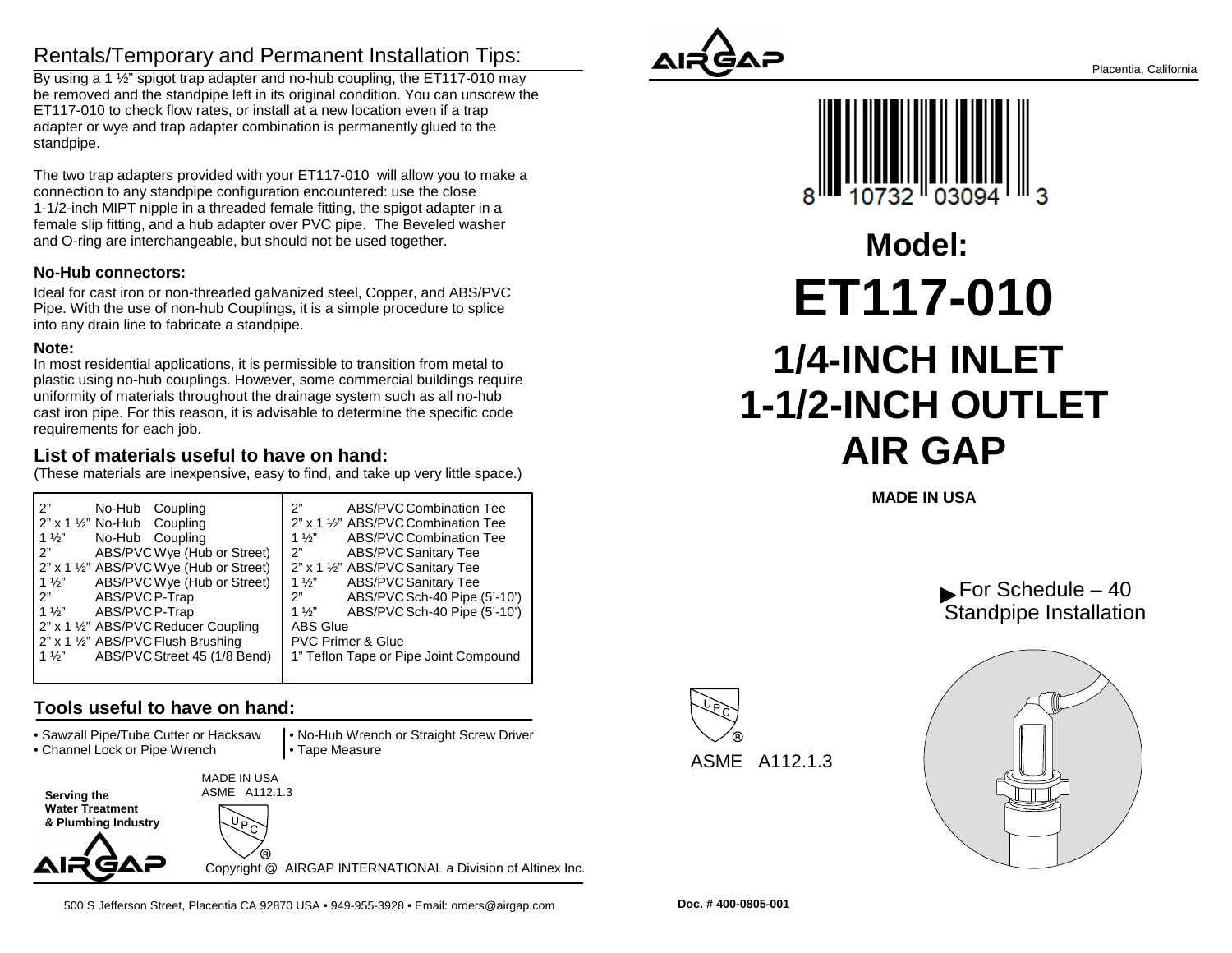## Rentals/Temporary and Permanent Installation Tips:

By using a 1 ½" spigot trap adapter and no-hub coupling, the ET117-010 may be removed and the standpipe left in its original condition. You can unscrew the ET117-010 to check flow rates, or install at a new location even if a trap adapter or wye and trap adapter combination is permanently glued to the standpipe.

The two trap adapters provided with your ET117-010 will allow you to make a connection to any standpipe configuration encountered: use the close 1-1/2-inch MIPT nipple in a threaded female fitting, the spigot adapter in a female slip fitting, and a hub adapter over PVC pipe. The Beveled washer and O-ring are interchangeable, but should not be used together.

### No-Hub connectors:

Ideal for cast iron or non-threaded galvanized steel, Copper, and ABS/PVC Pipe. With the use of non-hub Couplings, it is a simple procedure to splice into any drain line to fabricate a standpipe.

### Note:

In most residential applications, it is permissible to transition from metal to plastic using no-hub couplings. However, some commercial buildings require uniformity of materials throughout the drainage system such as all no-hub cast iron pipe. For this reason, it is advisable to determine the specific code requirements for each job.

## List of materials useful to have on hand:

(These materials are inexpensive, easy to find, and take up very little space.)

| | |
|---|---|
| 2" No-Hub Coupling | 2" ABS/PVC Combination Tee |
| 2" x 1 ½" No-Hub Coupling | 2" x 1 ½" ABS/PVC Combination Tee |
| 1 ½" No-Hub Coupling | 1 ½" ABS/PVC Combination Tee |
| 2" ABS/PVC Wye (Hub or Street) | 2" ABS/PVC Sanitary Tee |
| 2" x 1 ½" ABS/PVC Wye (Hub or Street) | 2" x 1 ½" ABS/PVC Sanitary Tee |
| 1 ½" ABS/PVC Wye (Hub or Street) | 1 ½" ABS/PVC Sanitary Tee |
| 2" ABS/PVC P-Trap | 2" ABS/PVC Sch-40 Pipe (5'-10') |
| 1 ½" ABS/PVC P-Trap | 1 ½" ABS/PVC Sch-40 Pipe (5'-10') |
| 2" x 1 ½" ABS/PVC Reducer Coupling | ABS Glue |
| 2" x 1 ½" ABS/PVC Flush Brushing | PVC Primer & Glue |
| 1 ½" ABS/PVC Street 45 (1/8 Bend) | 1" Teflon Tape or Pipe Joint Compound |

## Tools useful to have on hand:

- Sawzall Pipe/Tube Cutter or Hacksaw
- Channel Lock or Pipe Wrench
- No-Hub Wrench or Straight Screw Driver
- Tape Measure

**Serving the Water Treatment & Plumbing Industry**

MADE IN USA
ASME A112.1.3

Copyright @ AIRGAP INTERNATIONAL a Division of Altinex Inc.

500 S Jefferson Street, Placentia CA 92870 USA • 949-955-3928 • Email: orders@airgap.com

Placentia, California

8 10732 03094 3

# Model:

# ET117-010

# 1/4-INCH INLET 1-1/2-INCH OUTLET AIR GAP

**MADE IN USA**

For Schedule – 40 Standpipe Installation

ASME A112.1.3

**Doc. # 400-0805-001**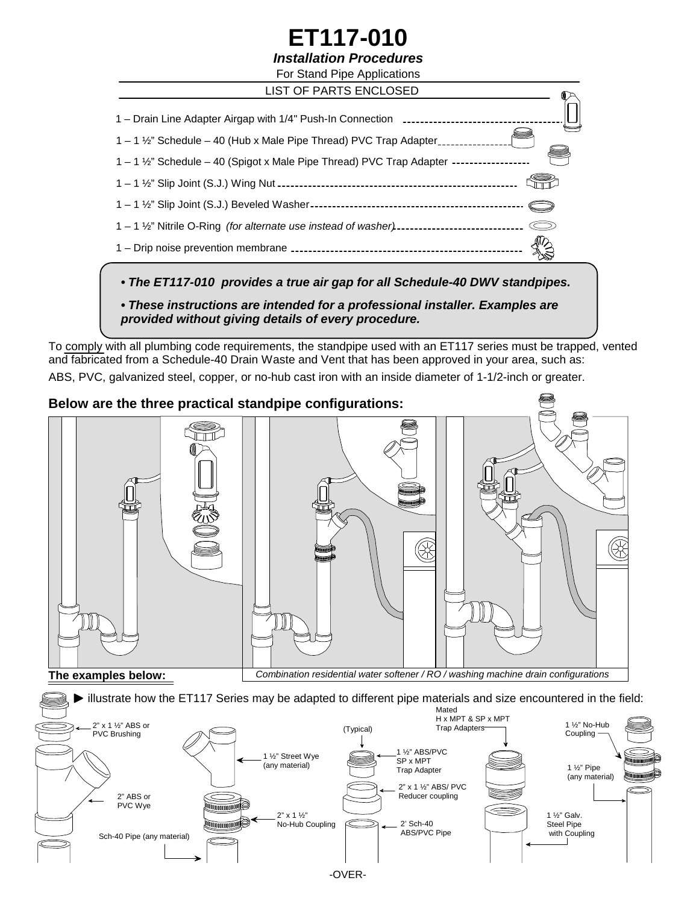# ET117-010

***Installation Procedures***

For Stand Pipe Applications

LIST OF PARTS ENCLOSED

1 – Drain Line Adapter Airgap with 1/4" Push-In Connection

1 – 1 ½" Schedule – 40 (Hub x Male Pipe Thread) PVC Trap Adapter

1 – 1 ½" Schedule – 40 (Spigot x Male Pipe Thread) PVC Trap Adapter

1 – 1 ½" Slip Joint (S.J.) Wing Nut

1 – 1 ½" Slip Joint (S.J.) Beveled Washer

1 – 1 ½" Nitrile O-Ring *(for alternate use instead of washer)*

1 – Drip noise prevention membrane

***• The ET117-010 provides a true air gap for all Schedule-40 DWV standpipes.***

***• These instructions are intended for a professional installer. Examples are provided without giving details of every procedure.***

To comply with all plumbing code requirements, the standpipe used with an ET117 series must be trapped, vented and fabricated from a Schedule-40 Drain Waste and Vent that has been approved in your area, such as: ABS, PVC, galvanized steel, copper, or no-hub cast iron with an inside diameter of 1-1/2-inch or greater.

## Below are the three practical standpipe configurations:

**The examples below:**

*Combination residential water softener / RO / washing machine drain configurations*

► illustrate how the ET117 Series may be adapted to different pipe materials and size encountered in the field:

2" x 1 ½" ABS or PVC Brushing

2" ABS or PVC Wye

Sch-40 Pipe (any material)

1 ½" Street Wye (any material)

2" x 1 ½" No-Hub Coupling

(Typical)

1 ½" ABS/PVC SP x MPT Trap Adapter

2" x 1 ½" ABS/ PVC Reducer coupling

2' Sch-40 ABS/PVC Pipe

Mated H x MPT & SP x MPT Trap Adapters

1 ½" Galv. Steel Pipe with Coupling

1 ½" No-Hub Coupling

1 ½" Pipe (any material)

-OVER-